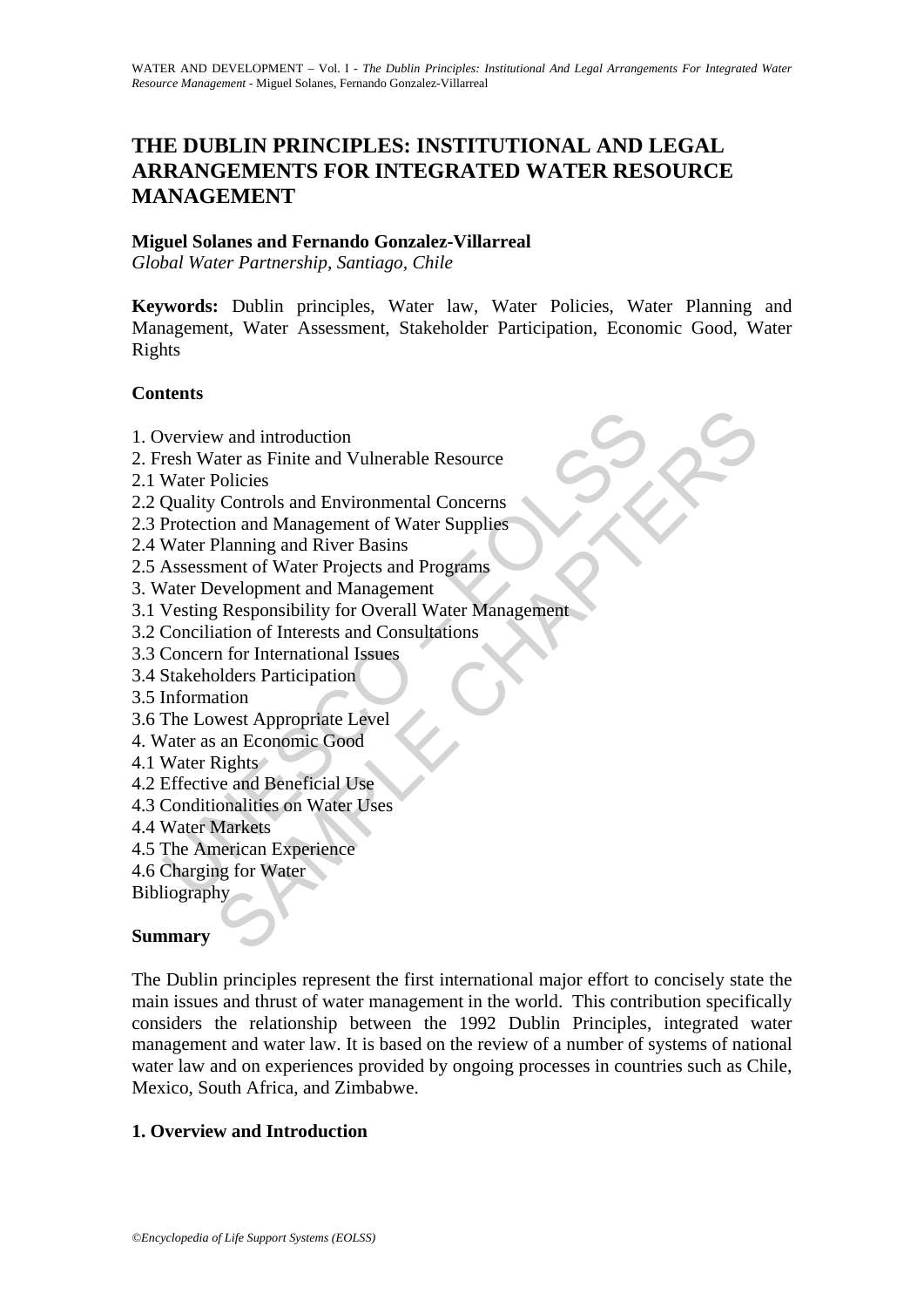# THE DUBLIN PRINCIPLES: INSTITUTIONAL AND LEGAL ARRANGEMENTS FOR INTEGRATED WATER RESOURCE MANAGEMENT

**Miguel Solanes and Fernando Gonzalez-Villarreal**

*Global Water Partnership, Santiago, Chile*

**Keywords:** Dublin principles, Water law, Water Policies, Water Planning and Management, Water Assessment, Stakeholder Participation, Economic Good, Water Rights

## Contents

1. Overview and introduction
2. Fresh Water as Finite and Vulnerable Resource
2.1 Water Policies
2.2 Quality Controls and Environmental Concerns
2.3 Protection and Management of Water Supplies
2.4 Water Planning and River Basins
2.5 Assessment of Water Projects and Programs
3. Water Development and Management
3.1 Vesting Responsibility for Overall Water Management
3.2 Conciliation of Interests and Consultations
3.3 Concern for International Issues
3.4 Stakeholders Participation
3.5 Information
3.6 The Lowest Appropriate Level
4. Water as an Economic Good
4.1 Water Rights
4.2 Effective and Beneficial Use
4.3 Conditionalities on Water Uses
4.4 Water Markets
4.5 The American Experience
4.6 Charging for Water

Bibliography

## Summary

The Dublin principles represent the first international major effort to concisely state the main issues and thrust of water management in the world. This contribution specifically considers the relationship between the 1992 Dublin Principles, integrated water management and water law. It is based on the review of a number of systems of national water law and on experiences provided by ongoing processes in countries such as Chile, Mexico, South Africa, and Zimbabwe.

## 1. Overview and Introduction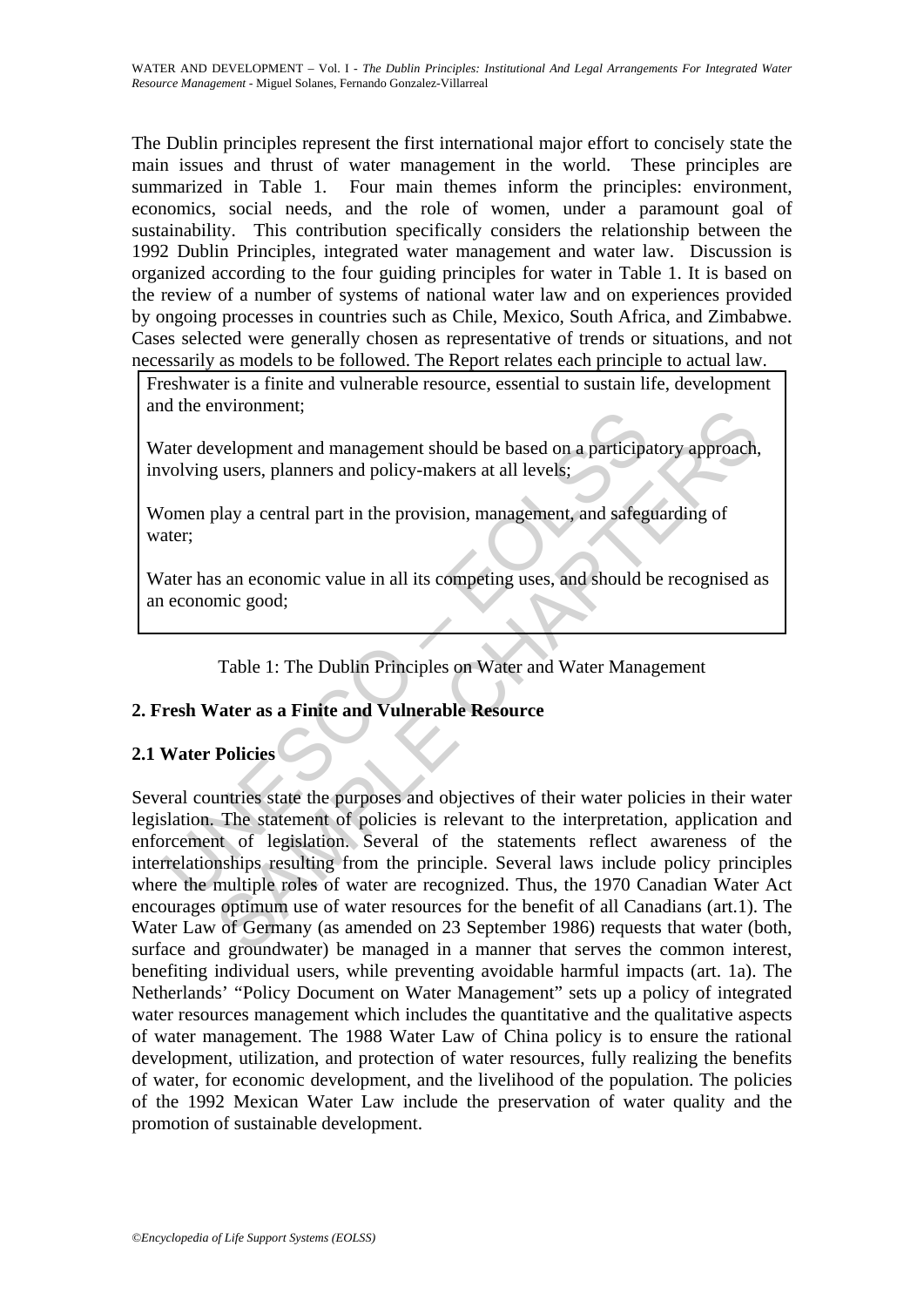The Dublin principles represent the first international major effort to concisely state the main issues and thrust of water management in the world. These principles are summarized in Table 1. Four main themes inform the principles: environment, economics, social needs, and the role of women, under a paramount goal of sustainability. This contribution specifically considers the relationship between the 1992 Dublin Principles, integrated water management and water law. Discussion is organized according to the four guiding principles for water in Table 1. It is based on the review of a number of systems of national water law and on experiences provided by ongoing processes in countries such as Chile, Mexico, South Africa, and Zimbabwe. Cases selected were generally chosen as representative of trends or situations, and not necessarily as models to be followed. The Report relates each principle to actual law.

| |
|---|
| Freshwater is a finite and vulnerable resource, essential to sustain life, development and the environment; |
| Water development and management should be based on a participatory approach, involving users, planners and policy-makers at all levels; |
| Women play a central part in the provision, management, and safeguarding of water; |
| Water has an economic value in all its competing uses, and should be recognised as an economic good; |

Table 1: The Dublin Principles on Water and Water Management

## 2. Fresh Water as a Finite and Vulnerable Resource

### 2.1 Water Policies

Several countries state the purposes and objectives of their water policies in their water legislation. The statement of policies is relevant to the interpretation, application and enforcement of legislation. Several of the statements reflect awareness of the interrelationships resulting from the principle. Several laws include policy principles where the multiple roles of water are recognized. Thus, the 1970 Canadian Water Act encourages optimum use of water resources for the benefit of all Canadians (art.1). The Water Law of Germany (as amended on 23 September 1986) requests that water (both, surface and groundwater) be managed in a manner that serves the common interest, benefiting individual users, while preventing avoidable harmful impacts (art. 1a). The Netherlands' "Policy Document on Water Management" sets up a policy of integrated water resources management which includes the quantitative and the qualitative aspects of water management. The 1988 Water Law of China policy is to ensure the rational development, utilization, and protection of water resources, fully realizing the benefits of water, for economic development, and the livelihood of the population. The policies of the 1992 Mexican Water Law include the preservation of water quality and the promotion of sustainable development.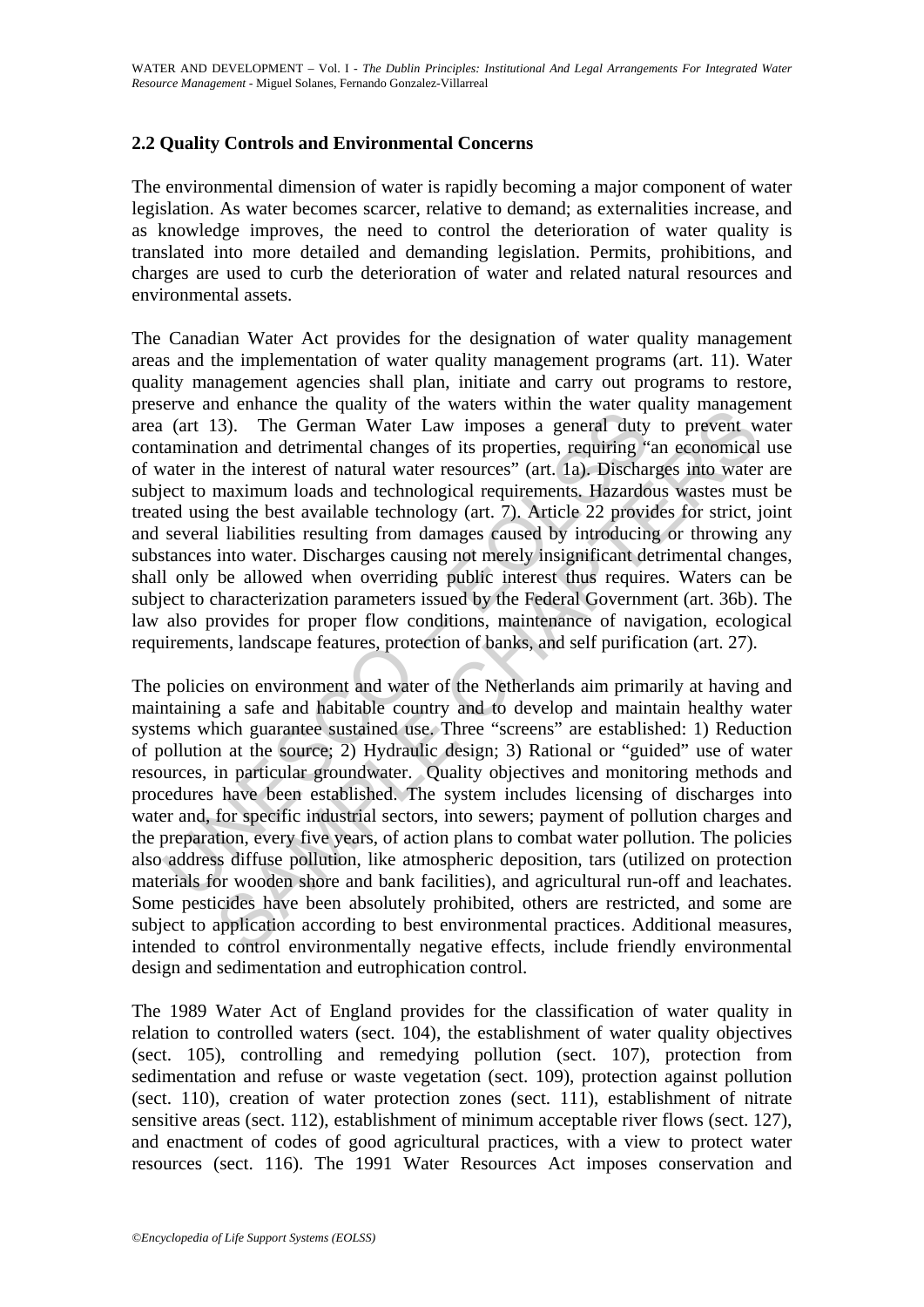### 2.2 Quality Controls and Environmental Concerns

The environmental dimension of water is rapidly becoming a major component of water legislation. As water becomes scarcer, relative to demand; as externalities increase, and as knowledge improves, the need to control the deterioration of water quality is translated into more detailed and demanding legislation. Permits, prohibitions, and charges are used to curb the deterioration of water and related natural resources and environmental assets.

The Canadian Water Act provides for the designation of water quality management areas and the implementation of water quality management programs (art. 11). Water quality management agencies shall plan, initiate and carry out programs to restore, preserve and enhance the quality of the waters within the water quality management area (art 13). The German Water Law imposes a general duty to prevent water contamination and detrimental changes of its properties, requiring "an economical use of water in the interest of natural water resources" (art. 1a). Discharges into water are subject to maximum loads and technological requirements. Hazardous wastes must be treated using the best available technology (art. 7). Article 22 provides for strict, joint and several liabilities resulting from damages caused by introducing or throwing any substances into water. Discharges causing not merely insignificant detrimental changes, shall only be allowed when overriding public interest thus requires. Waters can be subject to characterization parameters issued by the Federal Government (art. 36b). The law also provides for proper flow conditions, maintenance of navigation, ecological requirements, landscape features, protection of banks, and self purification (art. 27).

The policies on environment and water of the Netherlands aim primarily at having and maintaining a safe and habitable country and to develop and maintain healthy water systems which guarantee sustained use. Three "screens" are established: 1) Reduction of pollution at the source; 2) Hydraulic design; 3) Rational or "guided" use of water resources, in particular groundwater. Quality objectives and monitoring methods and procedures have been established. The system includes licensing of discharges into water and, for specific industrial sectors, into sewers; payment of pollution charges and the preparation, every five years, of action plans to combat water pollution. The policies also address diffuse pollution, like atmospheric deposition, tars (utilized on protection materials for wooden shore and bank facilities), and agricultural run-off and leachates. Some pesticides have been absolutely prohibited, others are restricted, and some are subject to application according to best environmental practices. Additional measures, intended to control environmentally negative effects, include friendly environmental design and sedimentation and eutrophication control.

The 1989 Water Act of England provides for the classification of water quality in relation to controlled waters (sect. 104), the establishment of water quality objectives (sect. 105), controlling and remedying pollution (sect. 107), protection from sedimentation and refuse or waste vegetation (sect. 109), protection against pollution (sect. 110), creation of water protection zones (sect. 111), establishment of nitrate sensitive areas (sect. 112), establishment of minimum acceptable river flows (sect. 127), and enactment of codes of good agricultural practices, with a view to protect water resources (sect. 116). The 1991 Water Resources Act imposes conservation and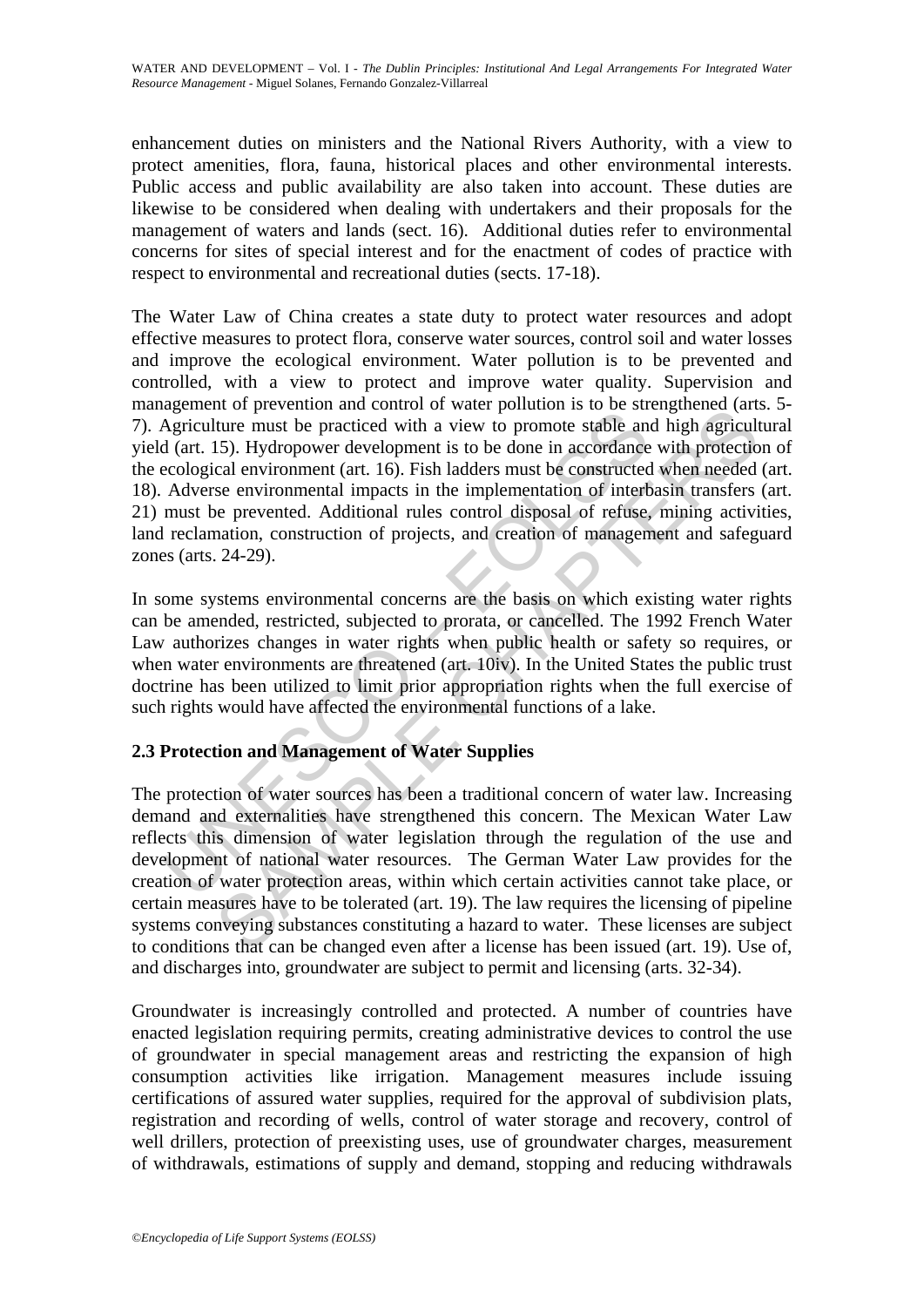enhancement duties on ministers and the National Rivers Authority, with a view to protect amenities, flora, fauna, historical places and other environmental interests. Public access and public availability are also taken into account. These duties are likewise to be considered when dealing with undertakers and their proposals for the management of waters and lands (sect. 16). Additional duties refer to environmental concerns for sites of special interest and for the enactment of codes of practice with respect to environmental and recreational duties (sects. 17-18).

The Water Law of China creates a state duty to protect water resources and adopt effective measures to protect flora, conserve water sources, control soil and water losses and improve the ecological environment. Water pollution is to be prevented and controlled, with a view to protect and improve water quality. Supervision and management of prevention and control of water pollution is to be strengthened (arts. 5-7). Agriculture must be practiced with a view to promote stable and high agricultural yield (art. 15). Hydropower development is to be done in accordance with protection of the ecological environment (art. 16). Fish ladders must be constructed when needed (art. 18). Adverse environmental impacts in the implementation of interbasin transfers (art. 21) must be prevented. Additional rules control disposal of refuse, mining activities, land reclamation, construction of projects, and creation of management and safeguard zones (arts. 24-29).

In some systems environmental concerns are the basis on which existing water rights can be amended, restricted, subjected to prorata, or cancelled. The 1992 French Water Law authorizes changes in water rights when public health or safety so requires, or when water environments are threatened (art. 10iv). In the United States the public trust doctrine has been utilized to limit prior appropriation rights when the full exercise of such rights would have affected the environmental functions of a lake.

## 2.3 Protection and Management of Water Supplies

The protection of water sources has been a traditional concern of water law. Increasing demand and externalities have strengthened this concern. The Mexican Water Law reflects this dimension of water legislation through the regulation of the use and development of national water resources. The German Water Law provides for the creation of water protection areas, within which certain activities cannot take place, or certain measures have to be tolerated (art. 19). The law requires the licensing of pipeline systems conveying substances constituting a hazard to water. These licenses are subject to conditions that can be changed even after a license has been issued (art. 19). Use of, and discharges into, groundwater are subject to permit and licensing (arts. 32-34).

Groundwater is increasingly controlled and protected. A number of countries have enacted legislation requiring permits, creating administrative devices to control the use of groundwater in special management areas and restricting the expansion of high consumption activities like irrigation. Management measures include issuing certifications of assured water supplies, required for the approval of subdivision plats, registration and recording of wells, control of water storage and recovery, control of well drillers, protection of preexisting uses, use of groundwater charges, measurement of withdrawals, estimations of supply and demand, stopping and reducing withdrawals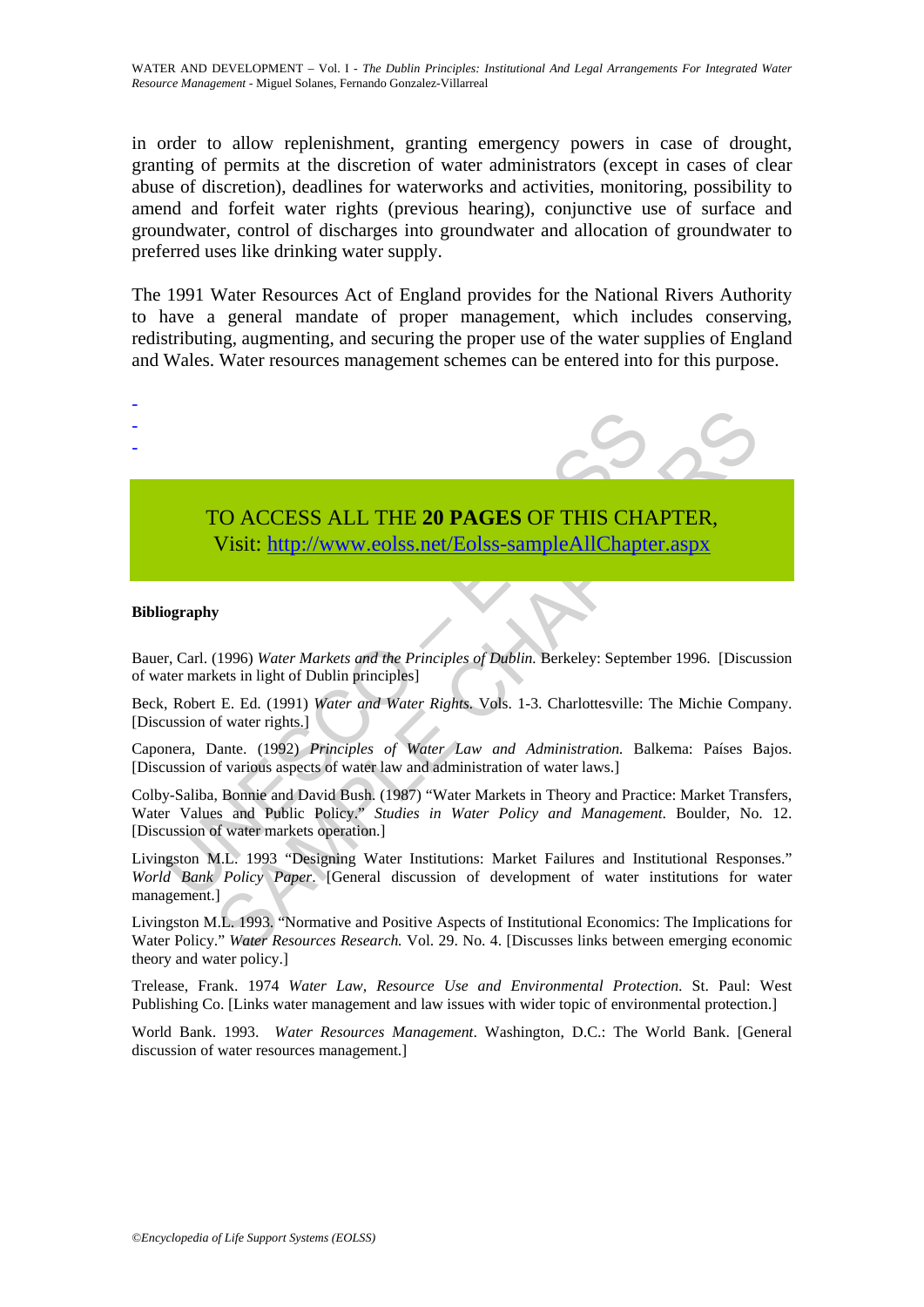in order to allow replenishment, granting emergency powers in case of drought, granting of permits at the discretion of water administrators (except in cases of clear abuse of discretion), deadlines for waterworks and activities, monitoring, possibility to amend and forfeit water rights (previous hearing), conjunctive use of surface and groundwater, control of discharges into groundwater and allocation of groundwater to preferred uses like drinking water supply.

The 1991 Water Resources Act of England provides for the National Rivers Authority to have a general mandate of proper management, which includes conserving, redistributing, augmenting, and securing the proper use of the water supplies of England and Wales. Water resources management schemes can be entered into for this purpose.

-
-
-

TO ACCESS ALL THE **20 PAGES** OF THIS CHAPTER,
Visit: http://www.eolss.net/Eolss-sampleAllChapter.aspx

**Bibliography**

Bauer, Carl. (1996) *Water Markets and the Principles of Dublin.* Berkeley: September 1996. [Discussion of water markets in light of Dublin principles]

Beck, Robert E. Ed. (1991) *Water and Water Rights.* Vols. 1-3. Charlottesville: The Michie Company. [Discussion of water rights.]

Caponera, Dante. (1992) *Principles of Water Law and Administration.* Balkema: Países Bajos. [Discussion of various aspects of water law and administration of water laws.]

Colby-Saliba, Bonnie and David Bush. (1987) "Water Markets in Theory and Practice: Market Transfers, Water Values and Public Policy." *Studies in Water Policy and Management.* Boulder, No. 12. [Discussion of water markets operation.]

Livingston M.L. 1993 "Designing Water Institutions: Market Failures and Institutional Responses." *World Bank Policy Paper*. [General discussion of development of water institutions for water management.]

Livingston M.L. 1993. "Normative and Positive Aspects of Institutional Economics: The Implications for Water Policy." *Water Resources Research.* Vol. 29. No. 4. [Discusses links between emerging economic theory and water policy.]

Trelease, Frank. 1974 *Water Law, Resource Use and Environmental Protection.* St. Paul: West Publishing Co. [Links water management and law issues with wider topic of environmental protection.]

World Bank. 1993. *Water Resources Management*. Washington, D.C.: The World Bank. [General discussion of water resources management.]